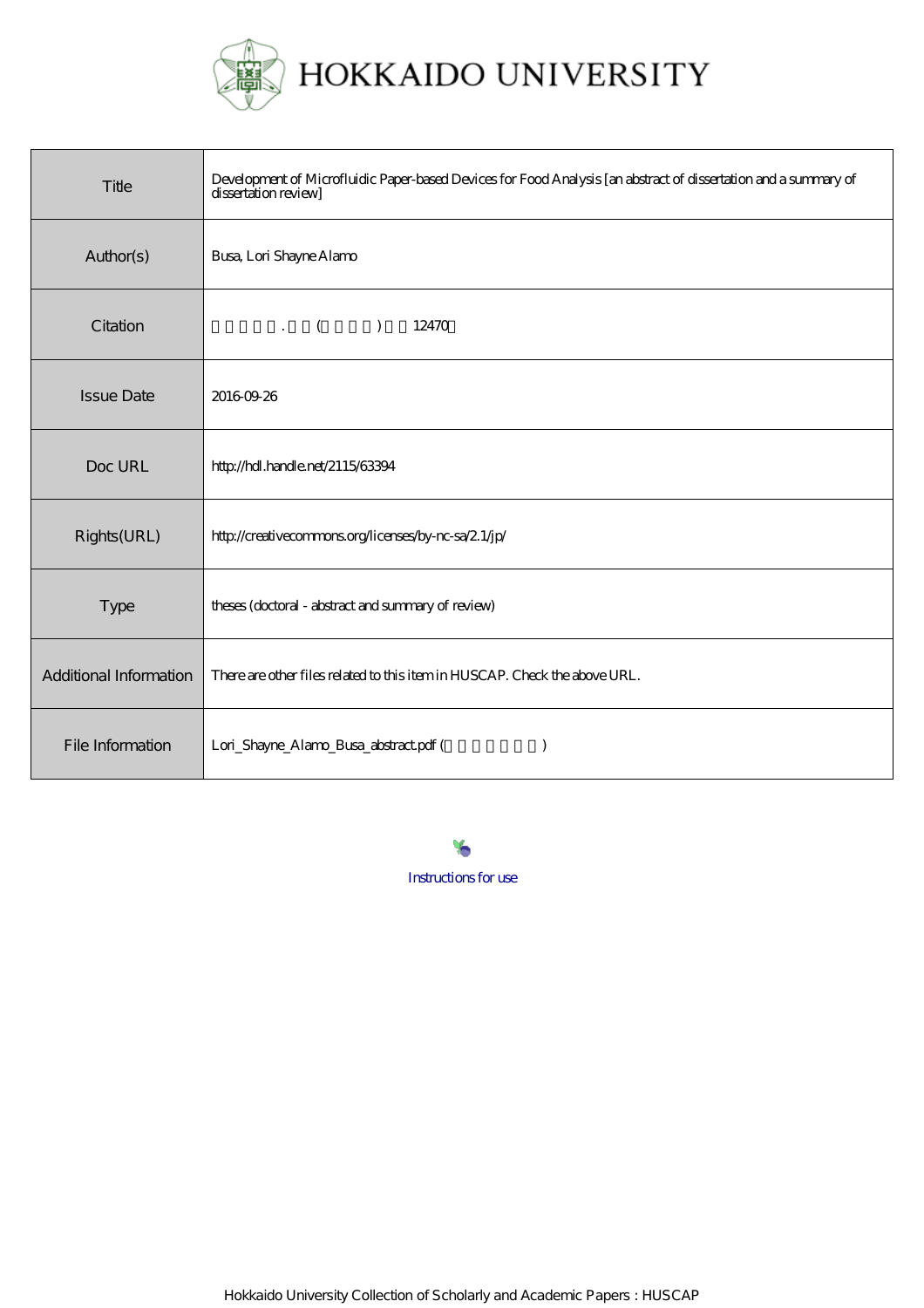# HOKKAIDO UNIVERSITY

| | |
|---|---|
| Title | Development of Microfluidic Paper-based Devices for Food Analysis [an abstract of dissertation and a summary of dissertation review] |
| Author(s) | Busa, Lori Shayne Alamo |
| Citation | . ( ) 12470 |
| Issue Date | 2016-09-26 |
| Doc URL | http://hdl.handle.net/2115/63394 |
| Rights(URL) | http://creativecommons.org/licenses/by-nc-sa/2.1/jp/ |
| Type | theses (doctoral - abstract and summary of review) |
| Additional Information | There are other files related to this item in HUSCAP. Check the above URL. |
| File Information | Lori_Shayne_Alamo_Busa_abstract.pdf ( ) |

Instructions for use

Hokkaido University Collection of Scholarly and Academic Papers : HUSCAP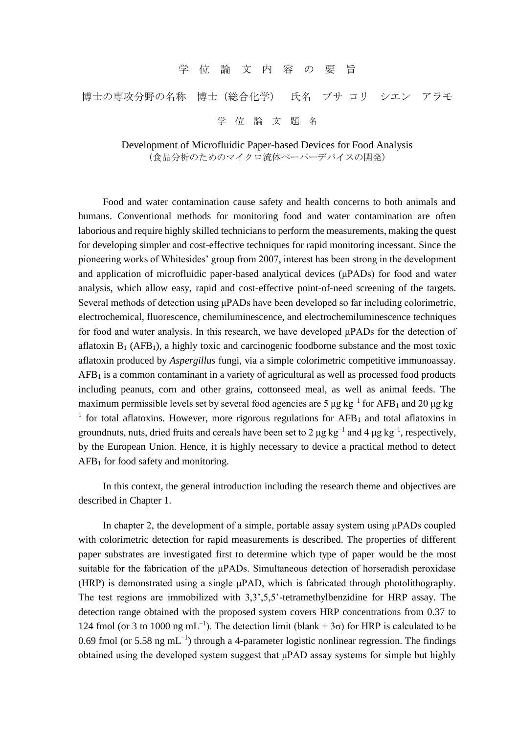学 位 論 文 内 容 の 要 旨

博士の専攻分野の名称　博士（総合化学）　氏名　ブサ ロリ　シエン　アラモ

学 位 論 文 題 名

Development of Microfluidic Paper-based Devices for Food Analysis
（食品分析のためのマイクロ流体ペーパーデバイスの開発）

Food and water contamination cause safety and health concerns to both animals and humans. Conventional methods for monitoring food and water contamination are often laborious and require highly skilled technicians to perform the measurements, making the quest for developing simpler and cost-effective techniques for rapid monitoring incessant. Since the pioneering works of Whitesides' group from 2007, interest has been strong in the development and application of microfluidic paper-based analytical devices (μPADs) for food and water analysis, which allow easy, rapid and cost-effective point-of-need screening of the targets. Several methods of detection using μPADs have been developed so far including colorimetric, electrochemical, fluorescence, chemiluminescence, and electrochemiluminescence techniques for food and water analysis. In this research, we have developed μPADs for the detection of aflatoxin $B_1$ ($AFB_1$), a highly toxic and carcinogenic foodborne substance and the most toxic aflatoxin produced by *Aspergillus* fungi, via a simple colorimetric competitive immunoassay. $AFB_1$ is a common contaminant in a variety of agricultural as well as processed food products including peanuts, corn and other grains, cottonseed meal, as well as animal feeds. The maximum permissible levels set by several food agencies are 5 μg $kg^{-1}$ for $AFB_1$ and 20 μg $kg^{-1}$ for total aflatoxins. However, more rigorous regulations for $AFB_1$ and total aflatoxins in groundnuts, nuts, dried fruits and cereals have been set to 2 μg $kg^{-1}$ and 4 μg $kg^{-1}$, respectively, by the European Union. Hence, it is highly necessary to device a practical method to detect $AFB_1$ for food safety and monitoring.

In this context, the general introduction including the research theme and objectives are described in Chapter 1.

In chapter 2, the development of a simple, portable assay system using μPADs coupled with colorimetric detection for rapid measurements is described. The properties of different paper substrates are investigated first to determine which type of paper would be the most suitable for the fabrication of the μPADs. Simultaneous detection of horseradish peroxidase (HRP) is demonstrated using a single μPAD, which is fabricated through photolithography. The test regions are immobilized with 3,3',5,5'-tetramethylbenzidine for HRP assay. The detection range obtained with the proposed system covers HRP concentrations from 0.37 to 124 fmol (or 3 to 1000 ng $mL^{-1}$). The detection limit (blank + $3\sigma$) for HRP is calculated to be 0.69 fmol (or 5.58 ng $mL^{-1}$) through a 4-parameter logistic nonlinear regression. The findings obtained using the developed system suggest that μPAD assay systems for simple but highly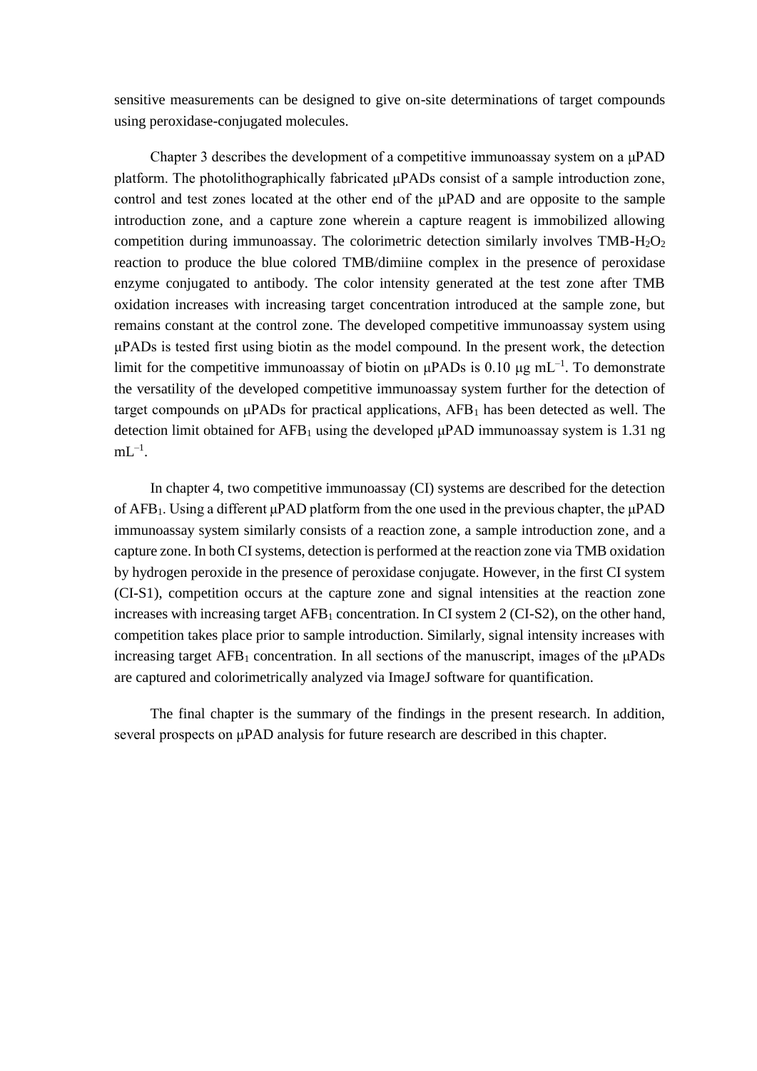sensitive measurements can be designed to give on-site determinations of target compounds using peroxidase-conjugated molecules.

Chapter 3 describes the development of a competitive immunoassay system on a μPAD platform. The photolithographically fabricated μPADs consist of a sample introduction zone, control and test zones located at the other end of the μPAD and are opposite to the sample introduction zone, and a capture zone wherein a capture reagent is immobilized allowing competition during immunoassay. The colorimetric detection similarly involves TMB-$H_2O_2$ reaction to produce the blue colored TMB/dimiine complex in the presence of peroxidase enzyme conjugated to antibody. The color intensity generated at the test zone after TMB oxidation increases with increasing target concentration introduced at the sample zone, but remains constant at the control zone. The developed competitive immunoassay system using μPADs is tested first using biotin as the model compound. In the present work, the detection limit for the competitive immunoassay of biotin on μPADs is 0.10 μg $mL^{-1}$. To demonstrate the versatility of the developed competitive immunoassay system further for the detection of target compounds on μPADs for practical applications, $AFB_1$ has been detected as well. The detection limit obtained for $AFB_1$ using the developed μPAD immunoassay system is 1.31 ng $mL^{-1}$.

In chapter 4, two competitive immunoassay (CI) systems are described for the detection of $AFB_1$. Using a different μPAD platform from the one used in the previous chapter, the μPAD immunoassay system similarly consists of a reaction zone, a sample introduction zone, and a capture zone. In both CI systems, detection is performed at the reaction zone via TMB oxidation by hydrogen peroxide in the presence of peroxidase conjugate. However, in the first CI system (CI-S1), competition occurs at the capture zone and signal intensities at the reaction zone increases with increasing target $AFB_1$ concentration. In CI system 2 (CI-S2), on the other hand, competition takes place prior to sample introduction. Similarly, signal intensity increases with increasing target $AFB_1$ concentration. In all sections of the manuscript, images of the μPADs are captured and colorimetrically analyzed via ImageJ software for quantification.

The final chapter is the summary of the findings in the present research. In addition, several prospects on μPAD analysis for future research are described in this chapter.